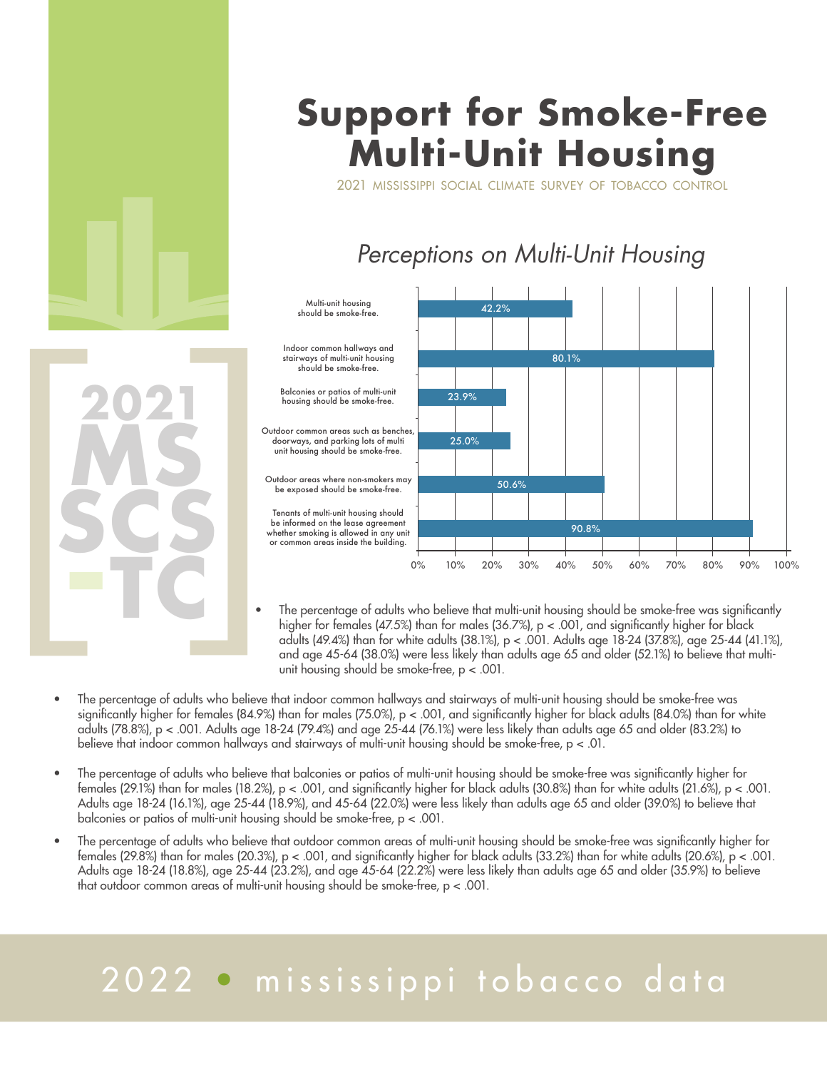# Support for Smoke-Free Multi-Unit Housing

2021 MISSISSIPPI SOCIAL CLIMATE SURVEY OF TOBACCO CONTROL

## *Perceptions on Multi-Unit Housing*

| Statement | Percentage |
|---|---|
| Multi-unit housing should be smoke-free. | 42.2% |
| Indoor common hallways and stairways of multi-unit housing should be smoke-free. | 80.1% |
| Balconies or patios of multi-unit housing should be smoke-free. | 23.9% |
| Outdoor common areas such as benches, doorways, and parking lots of multi unit housing should be smoke-free. | 25.0% |
| Outdoor areas where non-smokers may be exposed should be smoke-free. | 50.6% |
| Tenants of multi-unit housing should be informed on the lease agreement whether smoking is allowed in any unit or common areas inside the building. | 90.8% |

- The percentage of adults who believe that multi-unit housing should be smoke-free was significantly higher for females (47.5%) than for males (36.7%), $p < .001$, and significantly higher for black adults (49.4%) than for white adults (38.1%), $p < .001$. Adults age 18-24 (37.8%), age 25-44 (41.1%), and age 45-64 (38.0%) were less likely than adults age 65 and older (52.1%) to believe that multi-unit housing should be smoke-free, $p < .001$.
- The percentage of adults who believe that indoor common hallways and stairways of multi-unit housing should be smoke-free was significantly higher for females (84.9%) than for males (75.0%), $p < .001$, and significantly higher for black adults (84.0%) than for white adults (78.8%), $p < .001$. Adults age 18-24 (79.4%) and age 25-44 (76.1%) were less likely than adults age 65 and older (83.2%) to believe that indoor common hallways and stairways of multi-unit housing should be smoke-free, $p < .01$.
- The percentage of adults who believe that balconies or patios of multi-unit housing should be smoke-free was significantly higher for females (29.1%) than for males (18.2%), $p < .001$, and significantly higher for black adults (30.8%) than for white adults (21.6%), $p < .001$. Adults age 18-24 (16.1%), age 25-44 (18.9%), and 45-64 (22.0%) were less likely than adults age 65 and older (39.0%) to believe that balconies or patios of multi-unit housing should be smoke-free, $p < .001$.
- The percentage of adults who believe that outdoor common areas of multi-unit housing should be smoke-free was significantly higher for females (29.8%) than for males (20.3%), $p < .001$, and significantly higher for black adults (33.2%) than for white adults (20.6%), $p < .001$. Adults age 18-24 (18.8%), age 25-44 (23.2%), and age 45-64 (22.2%) were less likely than adults age 65 and older (35.9%) to believe that outdoor common areas of multi-unit housing should be smoke-free, $p < .001$.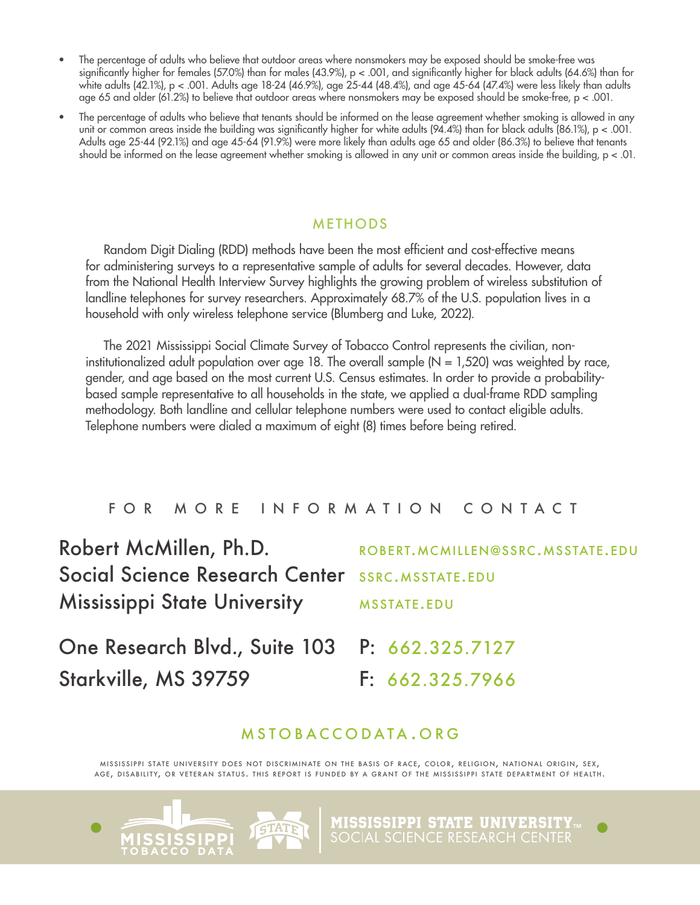- The percentage of adults who believe that outdoor areas where nonsmokers may be exposed should be smoke-free was significantly higher for females (57.0%) than for males (43.9%), $p < .001$, and significantly higher for black adults (64.6%) than for white adults (42.1%), $p < .001$. Adults age 18-24 (46.9%), age 25-44 (48.4%), and age 45-64 (47.4%) were less likely than adults age 65 and older (61.2%) to believe that outdoor areas where nonsmokers may be exposed should be smoke-free, $p < .001$.
- The percentage of adults who believe that tenants should be informed on the lease agreement whether smoking is allowed in any unit or common areas inside the building was significantly higher for white adults (94.4%) than for black adults (86.1%), $p < .001$. Adults age 25-44 (92.1%) and age 45-64 (91.9%) were more likely than adults age 65 and older (86.3%) to believe that tenants should be informed on the lease agreement whether smoking is allowed in any unit or common areas inside the building, $p < .01$.

## METHODS

Random Digit Dialing (RDD) methods have been the most efficient and cost-effective means for administering surveys to a representative sample of adults for several decades. However, data from the National Health Interview Survey highlights the growing problem of wireless substitution of landline telephones for survey researchers. Approximately 68.7% of the U.S. population lives in a household with only wireless telephone service (Blumberg and Luke, 2022).

The 2021 Mississippi Social Climate Survey of Tobacco Control represents the civilian, non-institutionalized adult population over age 18. The overall sample (N = 1,520) was weighted by race, gender, and age based on the most current U.S. Census estimates. In order to provide a probability-based sample representative to all households in the state, we applied a dual-frame RDD sampling methodology. Both landline and cellular telephone numbers were used to contact eligible adults. Telephone numbers were dialed a maximum of eight (8) times before being retired.

## FOR MORE INFORMATION CONTACT

Robert McMillen, Ph.D.
Social Science Research Center
Mississippi State University

ROBERT.MCMILLEN@SSRC.MSSTATE.EDU
SSRC.MSSTATE.EDU
MSSTATE.EDU

One Research Blvd., Suite 103
Starkville, MS 39759

P: 662.325.7127
F: 662.325.7966

MSTOBACCODATA.ORG

MISSISSIPPI STATE UNIVERSITY DOES NOT DISCRIMINATE ON THE BASIS OF RACE, COLOR, RELIGION, NATIONAL ORIGIN, SEX, AGE, DISABILITY, OR VETERAN STATUS. THIS REPORT IS FUNDED BY A GRANT OF THE MISSISSIPPI STATE DEPARTMENT OF HEALTH.

MISSISSIPPI TOBACCO DATA

MISSISSIPPI STATE UNIVERSITY™ SOCIAL SCIENCE RESEARCH CENTER